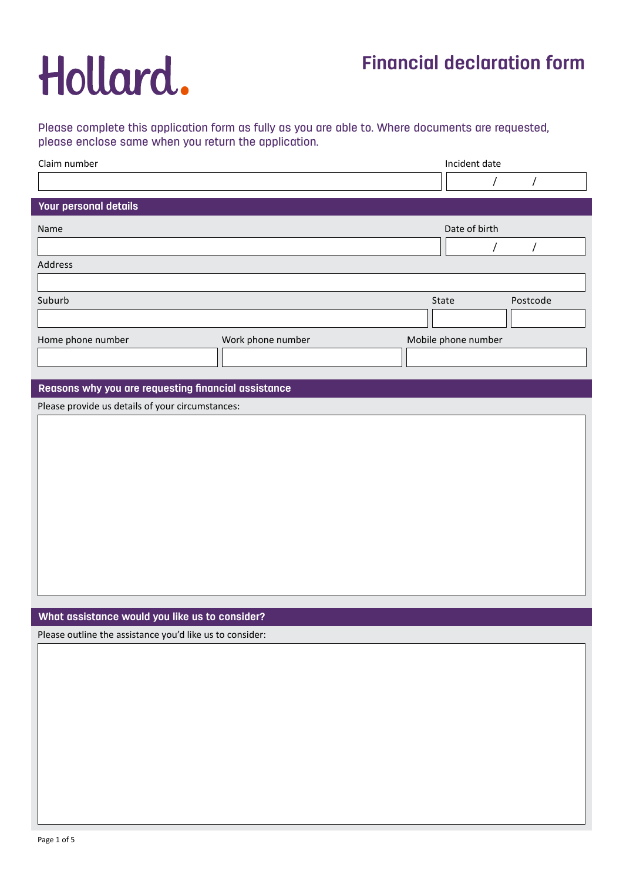Hollard.

# Financial declaration form

Please complete this application form as fully as you are able to. Where documents are requested, please enclose same when you return the application.

| Claim number | Incident date |
| --- | --- |
| | / / |

## Your personal details

| Name | Date of birth |
| --- | --- |
| | / / |

Address

| Suburb | State | Postcode |
| --- | --- | --- |
| | | |

| Home phone number | Work phone number | Mobile phone number |
| --- | --- | --- |
| | | |

## Reasons why you are requesting financial assistance

Please provide us details of your circumstances:

## What assistance would you like us to consider?

Please outline the assistance you'd like us to consider: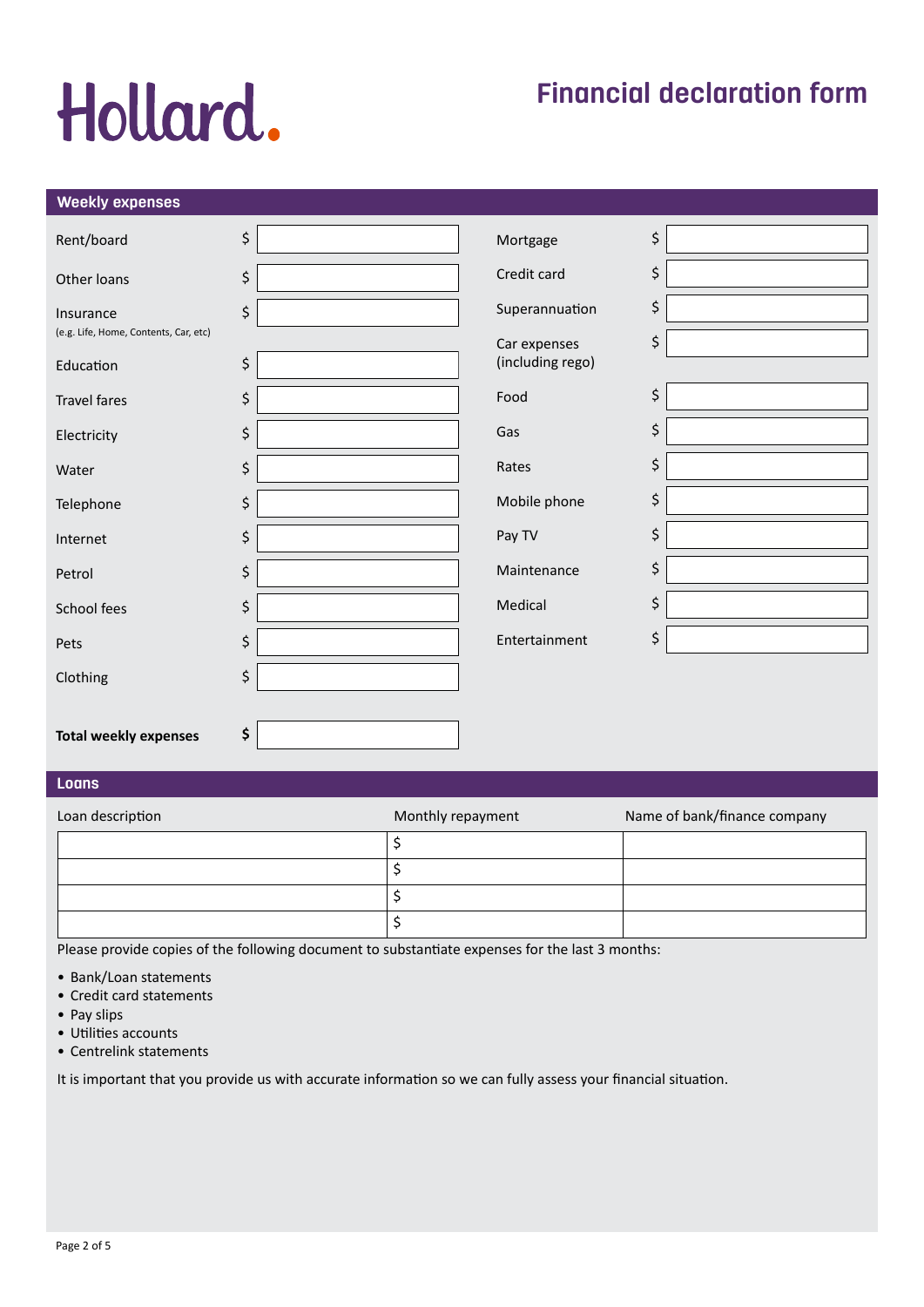Hollard.

# Financial declaration form

## Weekly expenses

| Expense | Amount | Expense | Amount |
|---|---|---|---|
| Rent/board | $ | Mortgage | $ |
| Other loans | $ | Credit card | $ |
| Insurance (e.g. Life, Home, Contents, Car, etc) | $ | Superannuation | $ |
| Education | $ | Car expenses (including rego) | $ |
| Travel fares | $ | Food | $ |
| Electricity | $ | Gas | $ |
| Water | $ | Rates | $ |
| Telephone | $ | Mobile phone | $ |
| Internet | $ | Pay TV | $ |
| Petrol | $ | Maintenance | $ |
| School fees | $ | Medical | $ |
| Pets | $ | Entertainment | $ |
| Clothing | $ | | |

**Total weekly expenses** **$**

## Loans

| Loan description | Monthly repayment | Name of bank/finance company |
|---|---|---|
| | $ | |
| | $ | |
| | $ | |
| | $ | |

Please provide copies of the following document to substantiate expenses for the last 3 months:

- Bank/Loan statements
- Credit card statements
- Pay slips
- Utilities accounts
- Centrelink statements

It is important that you provide us with accurate information so we can fully assess your financial situation.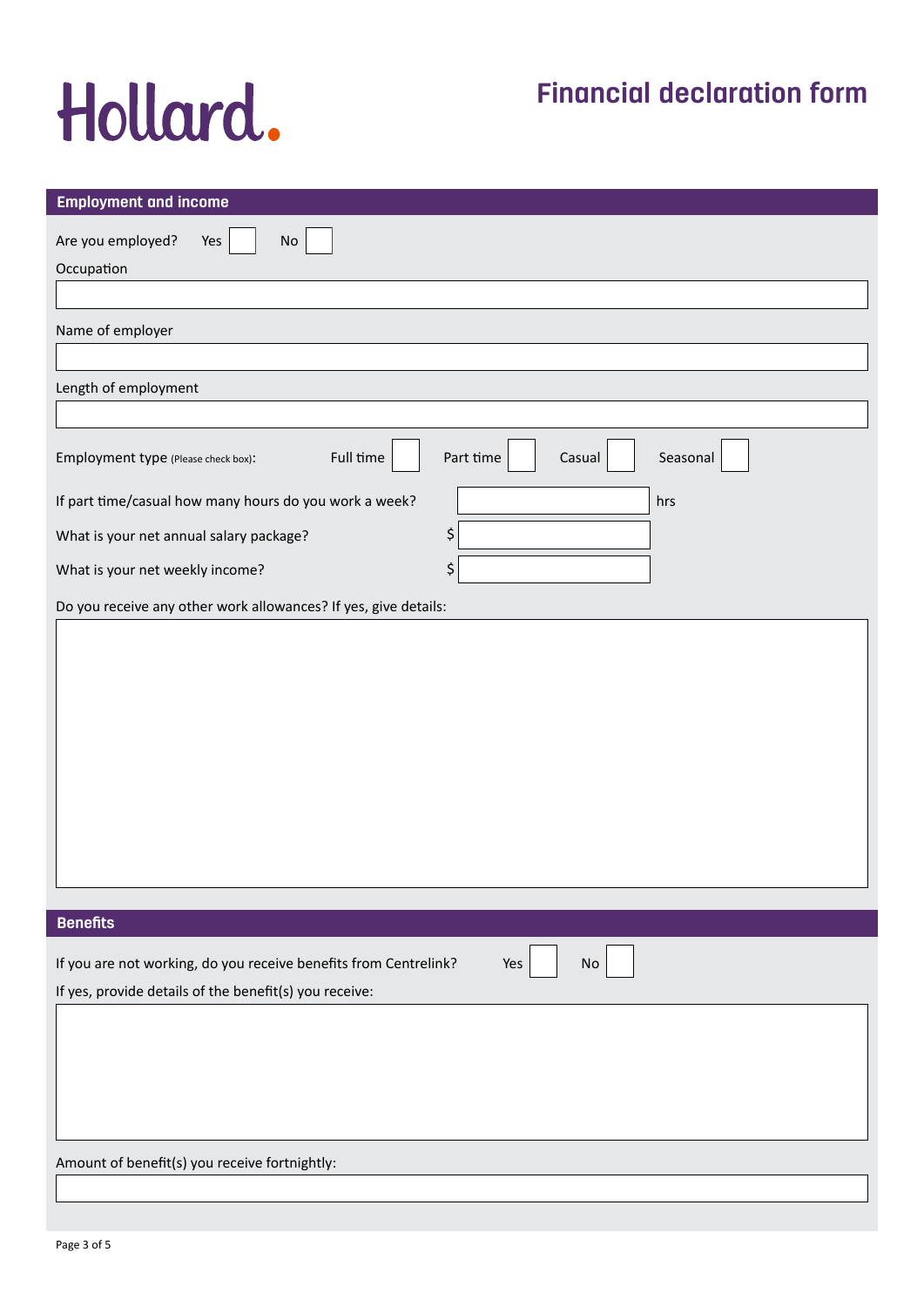Hollard.

# Financial declaration form

## Employment and income

Are you employed? Yes ☐ No ☐

Occupation

Name of employer

Length of employment

Employment type (Please check box): Full time ☐ Part time ☐ Casual ☐ Seasonal ☐

If part time/casual how many hours do you work a week? ______ hrs

What is your net annual salary package? $ ______

What is your net weekly income? $ ______

Do you receive any other work allowances? If yes, give details:

## Benefits

If you are not working, do you receive benefits from Centrelink? Yes ☐ No ☐

If yes, provide details of the benefit(s) you receive:

Amount of benefit(s) you receive fortnightly: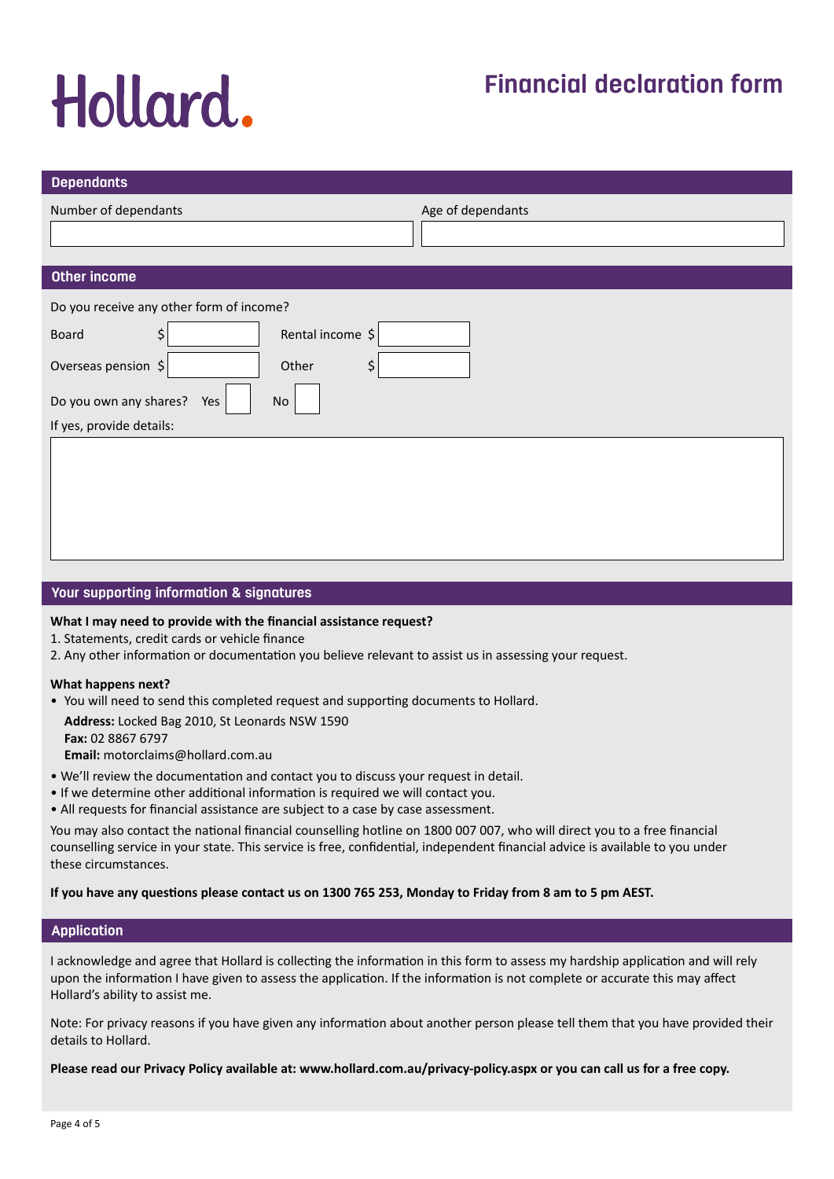# Hollard.

# Financial declaration form

## Dependants

| Number of dependants | Age of dependants |
| --- | --- |
| | |

## Other income

Do you receive any other form of income?

| | | | |
| --- | --- | --- | --- |
| Board | $ | Rental income | $ |
| Overseas pension | $ | Other | $ |

Do you own any shares? Yes ☐ No ☐

If yes, provide details:

## Your supporting information & signatures

**What I may need to provide with the financial assistance request?**

1. Statements, credit cards or vehicle finance
2. Any other information or documentation you believe relevant to assist us in assessing your request.

**What happens next?**

- You will need to send this completed request and supporting documents to Hollard.

  **Address:** Locked Bag 2010, St Leonards NSW 1590
  **Fax:** 02 8867 6797
  **Email:** motorclaims@hollard.com.au

- We'll review the documentation and contact you to discuss your request in detail.
- If we determine other additional information is required we will contact you.
- All requests for financial assistance are subject to a case by case assessment.

You may also contact the national financial counselling hotline on 1800 007 007, who will direct you to a free financial counselling service in your state. This service is free, confidential, independent financial advice is available to you under these circumstances.

**If you have any questions please contact us on 1300 765 253, Monday to Friday from 8 am to 5 pm AEST.**

## Application

I acknowledge and agree that Hollard is collecting the information in this form to assess my hardship application and will rely upon the information I have given to assess the application. If the information is not complete or accurate this may affect Hollard's ability to assist me.

Note: For privacy reasons if you have given any information about another person please tell them that you have provided their details to Hollard.

**Please read our Privacy Policy available at: www.hollard.com.au/privacy-policy.aspx or you can call us for a free copy.**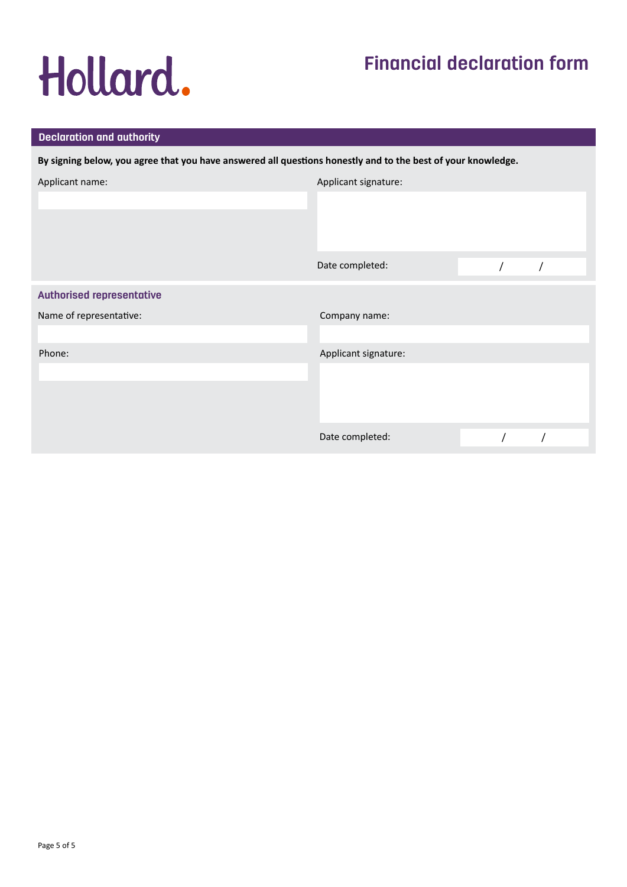Hollard.

# Financial declaration form

## Declaration and authority

**By signing below, you agree that you have answered all questions honestly and to the best of your knowledge.**

Applicant name:

Applicant signature:

Date completed: / /

### Authorised representative

Name of representative:

Company name:

Phone:

Applicant signature:

Date completed: / /